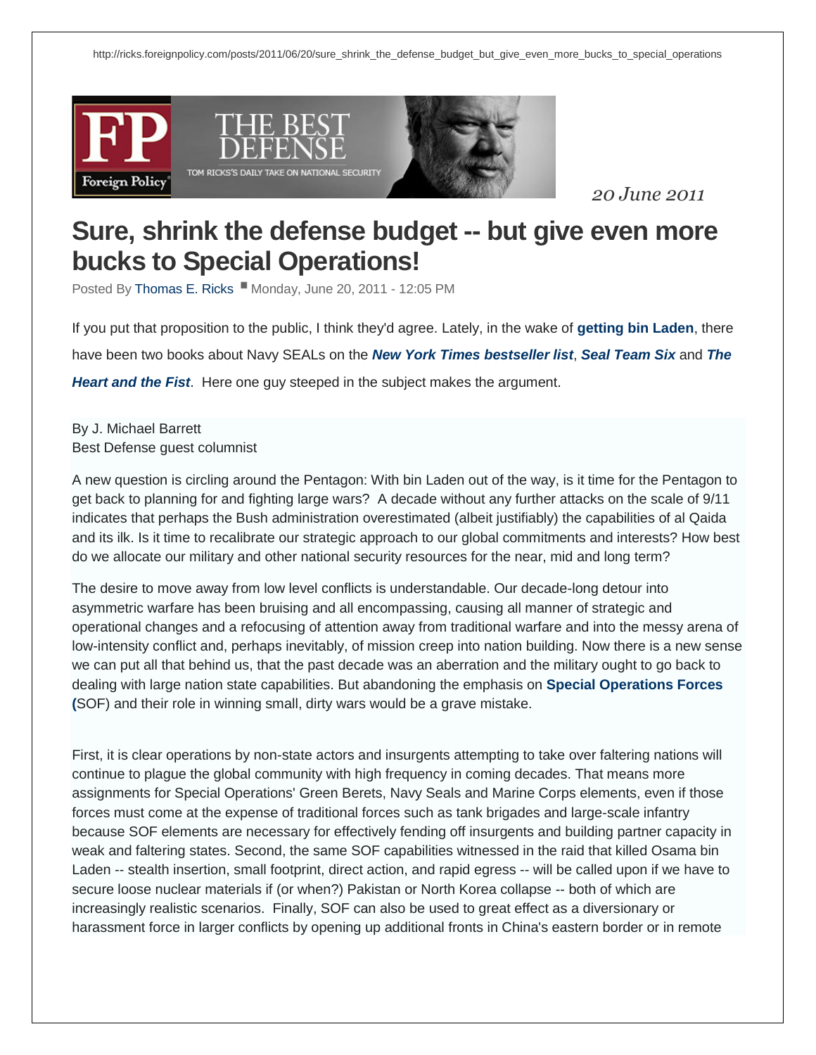http://ricks.foreignpolicy.com/posts/2011/06/20/sure_shrink_the_defense_budget_but_give_even_more_bucks_to_special_operations

FP Foreign Policy — THE BEST DEFENSE — TOM RICKS'S DAILY TAKE ON NATIONAL SECURITY

*20 June 2011*

# Sure, shrink the defense budget -- but give even more bucks to Special Operations!

Posted By Thomas E. Ricks Monday, June 20, 2011 - 12:05 PM

If you put that proposition to the public, I think they'd agree. Lately, in the wake of **getting bin Laden**, there have been two books about Navy SEALs on the ***New York Times bestseller list***, ***Seal Team Six*** and ***The Heart and the Fist***. Here one guy steeped in the subject makes the argument.

By J. Michael Barrett
Best Defense guest columnist

A new question is circling around the Pentagon: With bin Laden out of the way, is it time for the Pentagon to get back to planning for and fighting large wars? A decade without any further attacks on the scale of 9/11 indicates that perhaps the Bush administration overestimated (albeit justifiably) the capabilities of al Qaida and its ilk. Is it time to recalibrate our strategic approach to our global commitments and interests? How best do we allocate our military and other national security resources for the near, mid and long term?

The desire to move away from low level conflicts is understandable. Our decade-long detour into asymmetric warfare has been bruising and all encompassing, causing all manner of strategic and operational changes and a refocusing of attention away from traditional warfare and into the messy arena of low-intensity conflict and, perhaps inevitably, of mission creep into nation building. Now there is a new sense we can put all that behind us, that the past decade was an aberration and the military ought to go back to dealing with large nation state capabilities. But abandoning the emphasis on **Special Operations Forces (**SOF) and their role in winning small, dirty wars would be a grave mistake.

First, it is clear operations by non-state actors and insurgents attempting to take over faltering nations will continue to plague the global community with high frequency in coming decades. That means more assignments for Special Operations' Green Berets, Navy Seals and Marine Corps elements, even if those forces must come at the expense of traditional forces such as tank brigades and large-scale infantry because SOF elements are necessary for effectively fending off insurgents and building partner capacity in weak and faltering states. Second, the same SOF capabilities witnessed in the raid that killed Osama bin Laden -- stealth insertion, small footprint, direct action, and rapid egress -- will be called upon if we have to secure loose nuclear materials if (or when?) Pakistan or North Korea collapse -- both of which are increasingly realistic scenarios. Finally, SOF can also be used to great effect as a diversionary or harassment force in larger conflicts by opening up additional fronts in China's eastern border or in remote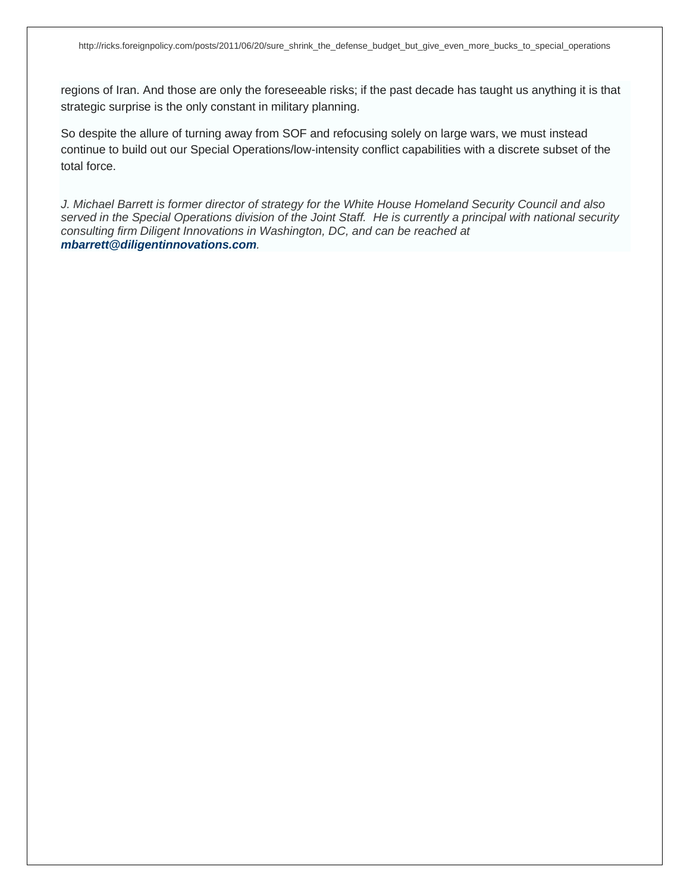regions of Iran. And those are only the foreseeable risks; if the past decade has taught us anything it is that strategic surprise is the only constant in military planning.

So despite the allure of turning away from SOF and refocusing solely on large wars, we must instead continue to build out our Special Operations/low-intensity conflict capabilities with a discrete subset of the total force.

*J. Michael Barrett is former director of strategy for the White House Homeland Security Council and also served in the Special Operations division of the Joint Staff. He is currently a principal with national security consulting firm Diligent Innovations in Washington, DC, and can be reached at **mbarrett@diligentinnovations.com**.*